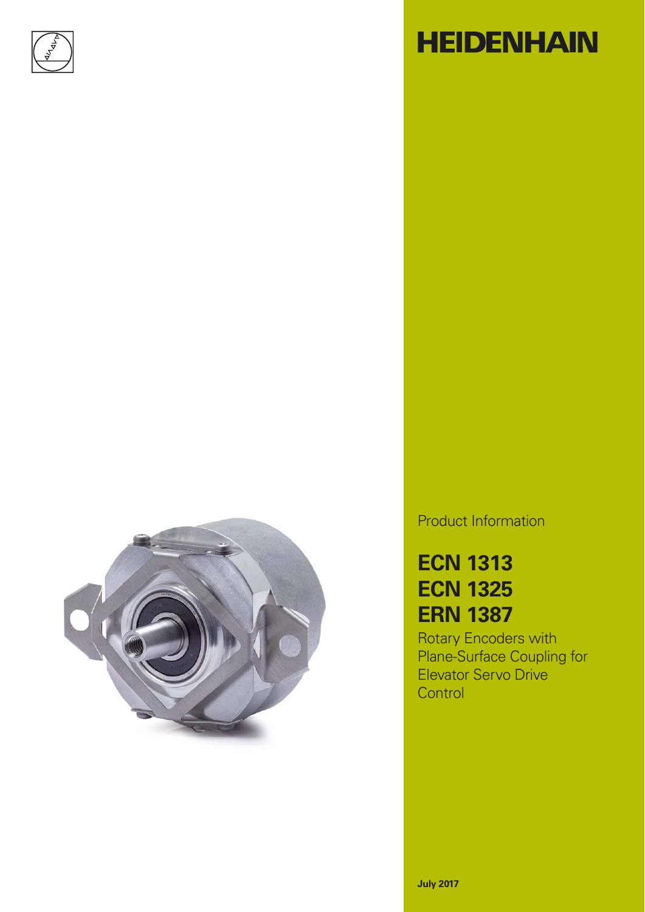HEIDENHAIN

Product Information

# ECN 1313
# ECN 1325
# ERN 1387

Rotary Encoders with Plane-Surface Coupling for Elevator Servo Drive Control

**July 2017**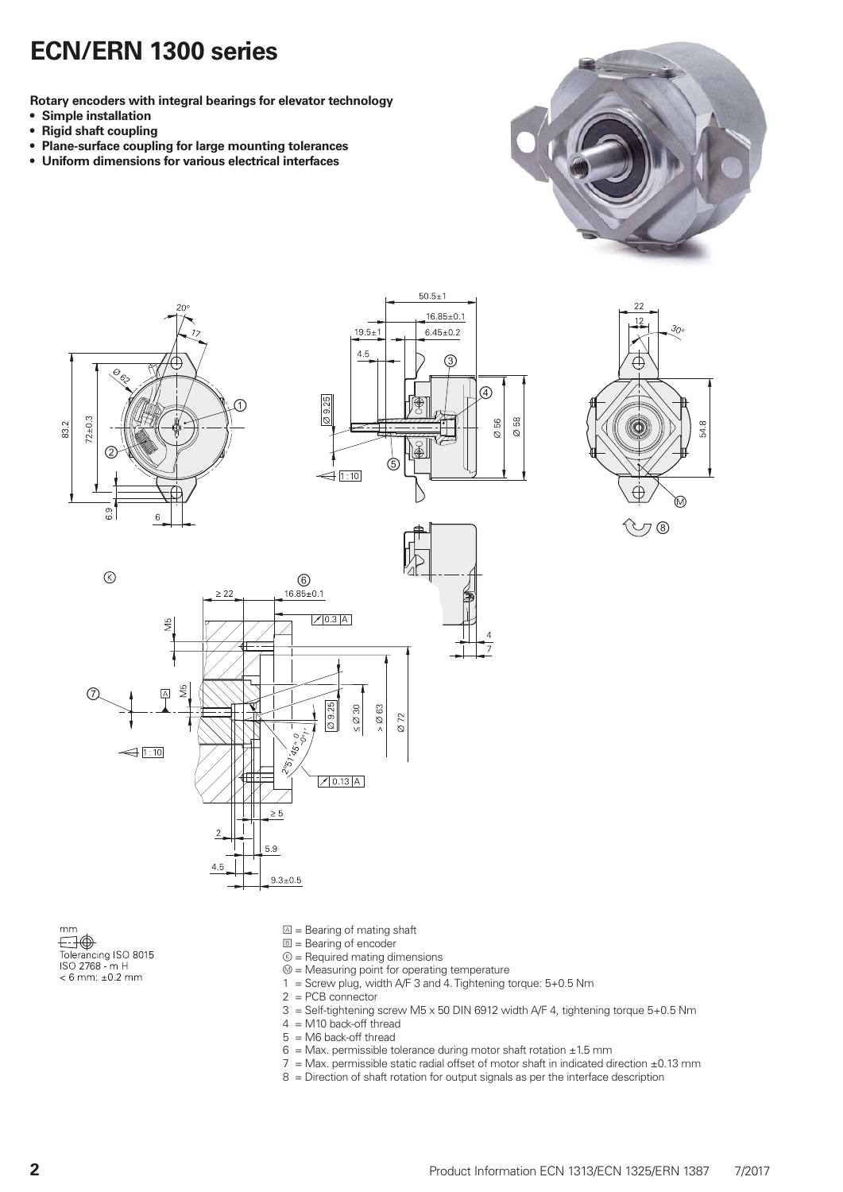# ECN/ERN 1300 series

**Rotary encoders with integral bearings for elevator technology**

- **Simple installation**
- **Rigid shaft coupling**
- **Plane-surface coupling for large mounting tolerances**
- **Uniform dimensions for various electrical interfaces**

mm

Tolerancing ISO 8015
ISO 2768 - m H
< 6 mm: ±0.2 mm

Ⓐ = Bearing of mating shaft
Ⓑ = Bearing of encoder
Ⓚ = Required mating dimensions
Ⓜ = Measuring point for operating temperature
1 = Screw plug, width A/F 3 and 4. Tightening torque: 5+0.5 Nm
2 = PCB connector
3 = Self-tightening screw M5 x 50 DIN 6912 width A/F 4, tightening torque 5+0.5 Nm
4 = M10 back-off thread
5 = M6 back-off thread
6 = Max. permissible tolerance during motor shaft rotation ±1.5 mm
7 = Max. permissible static radial offset of motor shaft in indicated direction ±0.13 mm
8 = Direction of shaft rotation for output signals as per the interface description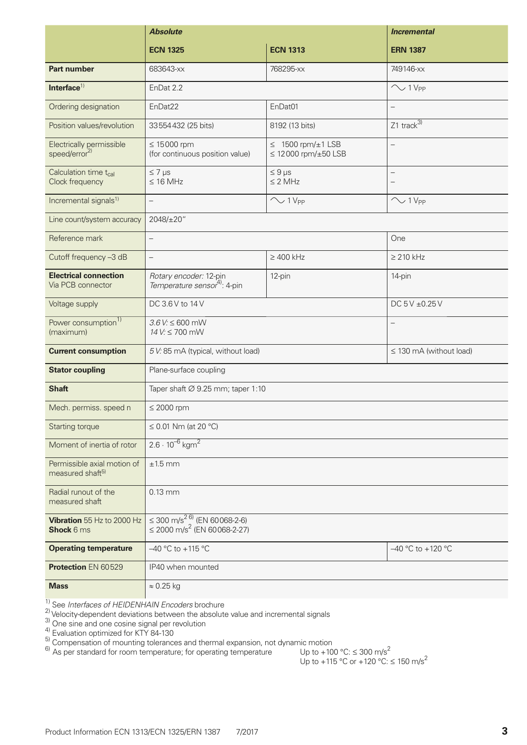| | *Absolute* | | *Incremental* |
|---|---|---|---|
| | **ECN 1325** | **ECN 1313** | **ERN 1387** |
| **Part number** | 683643-xx | 768295-xx | 749146-xx |
| **Interface**[1] | EnDat 2.2 | | ∼ 1 $V_{PP}$ |
| Ordering designation | EnDat22 | EnDat01 | – |
| Position values/revolution | 33554432 (25 bits) | 8192 (13 bits) | Z1 track[3] |
| Electrically permissible speed/error[2] | ≤ 15000 rpm (for continuous position value) | ≤ 1500 rpm/±1 LSB ≤ 12000 rpm/±50 LSB | – |
| Calculation time $t_{cal}$ Clock frequency | ≤ 7 µs ≤ 16 MHz | ≤ 9 µs ≤ 2 MHz | – – |
| Incremental signals[1] | – | ∼ 1 $V_{PP}$ | ∼ 1 $V_{PP}$ |
| Line count/system accuracy | 2048/±20" | | |
| Reference mark | – | | One |
| Cutoff frequency –3 dB | – | ≥ 400 kHz | ≥ 210 kHz |
| **Electrical connection** Via PCB connector | *Rotary encoder:* 12-pin *Temperature sensor*[4]: 4-pin | 12-pin | 14-pin |
| Voltage supply | DC 3.6 V to 14 V | | DC 5 V ±0.25 V |
| Power consumption[1] (maximum) | *3.6 V:* ≤ 600 mW *14 V:* ≤ 700 mW | | – |
| **Current consumption** | *5 V:* 85 mA (typical, without load) | | ≤ 130 mA (without load) |
| **Stator coupling** | Plane-surface coupling | | |
| **Shaft** | Taper shaft ∅ 9.25 mm; taper 1:10 | | |
| Mech. permiss. speed n | ≤ 2000 rpm | | |
| Starting torque | ≤ 0.01 Nm (at 20 °C) | | |
| Moment of inertia of rotor | $2.6 \cdot 10^{-6}$ $kgm^2$ | | |
| Permissible axial motion of measured shaft[5] | ±1.5 mm | | |
| Radial runout of the measured shaft | 0.13 mm | | |
| **Vibration** 55 Hz to 2000 Hz **Shock** 6 ms | ≤ 300 $m/s^2$ [2,6] (EN 60068-2-6) ≤ 2000 $m/s^2$ (EN 60068-2-27) | | |
| **Operating temperature** | –40 °C to +115 °C | | –40 °C to +120 °C |
| **Protection** EN 60529 | IP40 when mounted | | |
| **Mass** | ≈ 0.25 kg | | |

[1] See *Interfaces of HEIDENHAIN Encoders* brochure
[2] Velocity-dependent deviations between the absolute value and incremental signals
[3] One sine and one cosine signal per revolution
[4] Evaluation optimized for KTY 84-130
[5] Compensation of mounting tolerances and thermal expansion, not dynamic motion
[6] As per standard for room temperature; for operating temperature Up to +100 °C: ≤ 300 $m/s^2$
Up to +115 °C or +120 °C: ≤ 150 $m/s^2$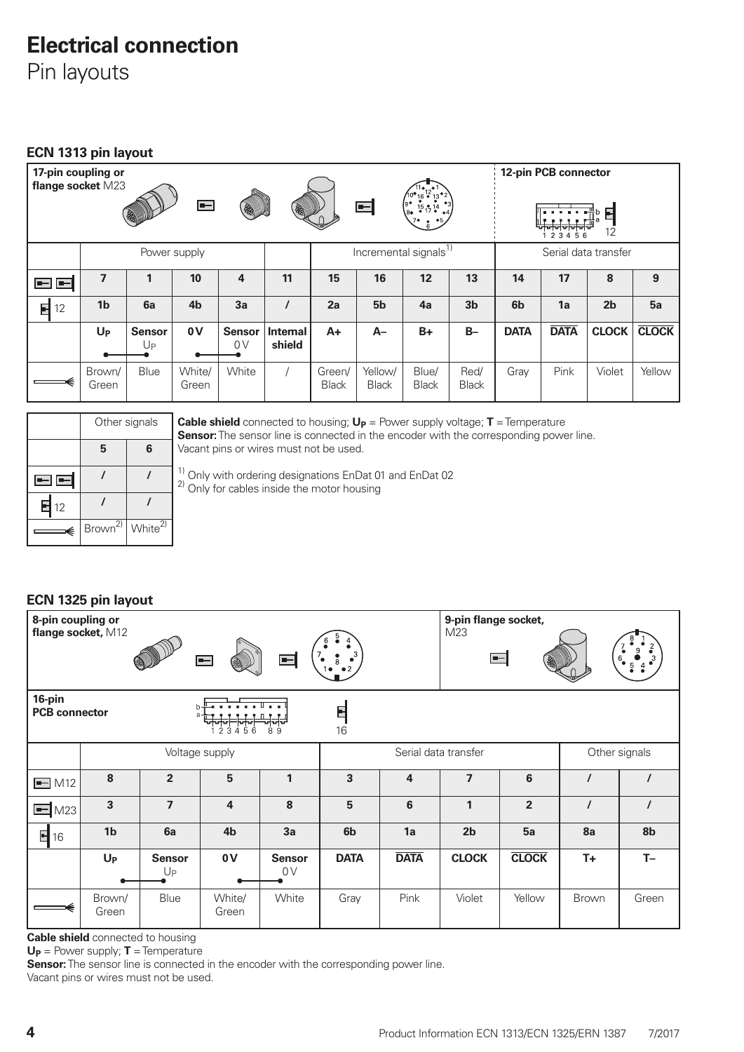# Electrical connection

Pin layouts

### ECN 1313 pin layout

| 17-pin coupling or flange socket M23 | | | | | | | | | | 12-pin PCB connector | | | |
|---|---|---|---|---|---|---|---|---|---|---|---|---|---|
| | Power supply | | | | | Incremental signals[1] | | | | Serial data transfer | | | |
| | 7 | 1 | 10 | 4 | 11 | 15 | 16 | 12 | 13 | 14 | 17 | 8 | 9 |
| 12 | 1b | 6a | 4b | 3a | / | 2a | 5b | 4a | 3b | 6b | 1a | 2b | 5a |
| | $U_P$ | Sensor $U_P$ | 0 V | Sensor 0 V | Internal shield | A+ | A– | B+ | B– | DATA | $\overline{\text{DATA}}$ | CLOCK | $\overline{\text{CLOCK}}$ |
| | Brown/Green | Blue | White/Green | White | / | Green/Black | Yellow/Black | Blue/Black | Red/Black | Gray | Pink | Violet | Yellow |

| | Other signals | |
|---|---|---|
| | 5 | 6 |
| | / | / |
| 12 | / | / |
| | Brown[2] | White[2] |

**Cable shield** connected to housing; $\mathbf{U_P}$ = Power supply voltage; **T** = Temperature
**Sensor:** The sensor line is connected in the encoder with the corresponding power line.
Vacant pins or wires must not be used.

[1] Only with ordering designations EnDat 01 and EnDat 02
[2] Only for cables inside the motor housing

### ECN 1325 pin layout

8-pin coupling or flange socket, M12 — 9-pin flange socket, M23 — 16-pin PCB connector

| | Voltage supply | | | | Serial data transfer | | | | Other signals | |
|---|---|---|---|---|---|---|---|---|---|---|
| M12 | 8 | 2 | 5 | 1 | 3 | 4 | 7 | 6 | / | / |
| M23 | 3 | 7 | 4 | 8 | 5 | 6 | 1 | 2 | / | / |
| 16 | 1b | 6a | 4b | 3a | 6b | 1a | 2b | 5a | 8a | 8b |
| | $U_P$ | Sensor $U_P$ | 0 V | Sensor 0 V | DATA | $\overline{\text{DATA}}$ | CLOCK | $\overline{\text{CLOCK}}$ | T+ | T– |
| | Brown/Green | Blue | White/Green | White | Gray | Pink | Violet | Yellow | Brown | Green |

**Cable shield** connected to housing
$\mathbf{U_P}$ = Power supply; **T** = Temperature
**Sensor:** The sensor line is connected in the encoder with the corresponding power line.
Vacant pins or wires must not be used.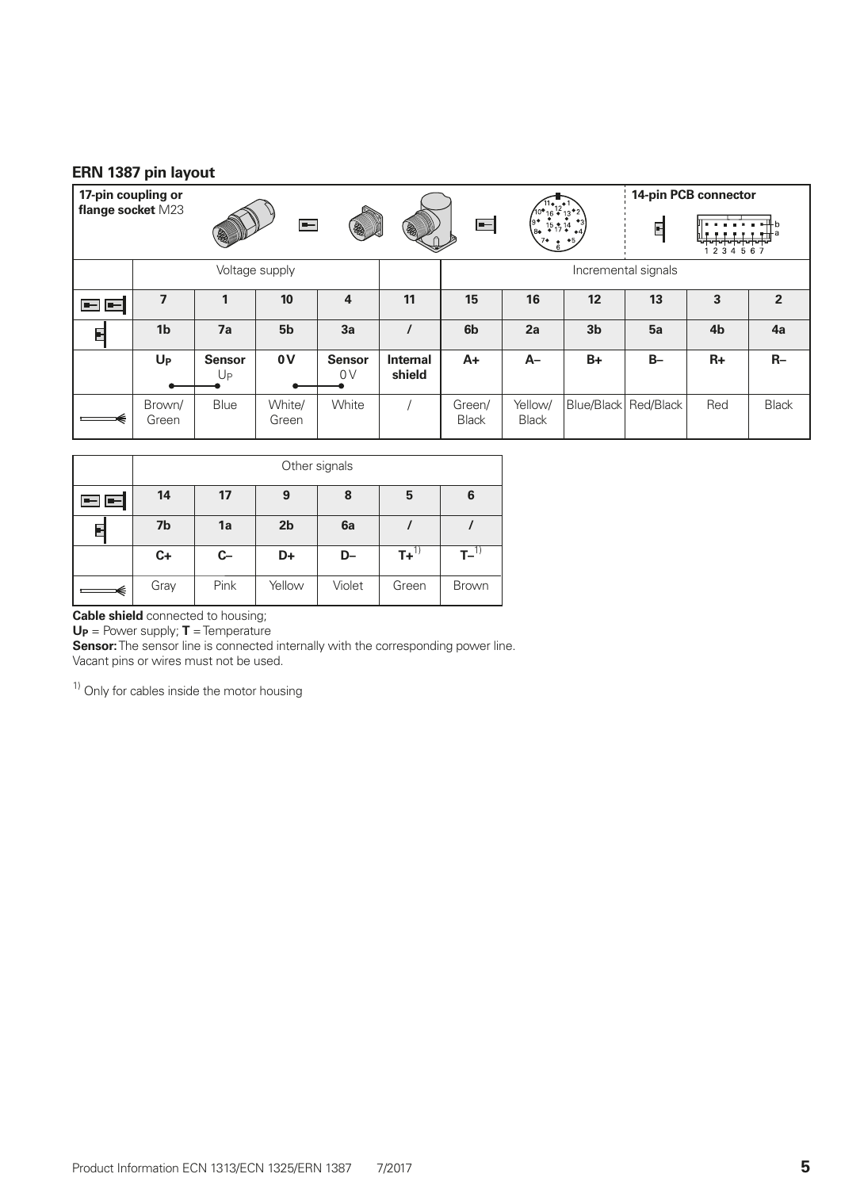## ERN 1387 pin layout

**17-pin coupling or flange socket** M23 | **14-pin PCB connector**

| | Voltage supply | | | | | Incremental signals | | | | | |
|---|---|---|---|---|---|---|---|---|---|---|---|
| 17-pin | 7 | 1 | 10 | 4 | 11 | 15 | 16 | 12 | 13 | 3 | 2 |
| 14-pin | 1b | 7a | 5b | 3a | / | 6b | 2a | 3b | 5a | 4b | 4a |
| | $U_P$ | Sensor $U_P$ | 0 V | Sensor 0 V | Internal shield | A+ | A– | B+ | B– | R+ | R– |
| Cable | Brown/Green | Blue | White/Green | White | / | Green/Black | Yellow/Black | Blue/Black | Red/Black | Red | Black |

| | Other signals | | | | | |
|---|---|---|---|---|---|---|
| 17-pin | 14 | 17 | 9 | 8 | 5 | 6 |
| 14-pin | 7b | 1a | 2b | 6a | / | / |
| | C+ | C– | D+ | D– | T+[1] | T–[1] |
| Cable | Gray | Pink | Yellow | Violet | Green | Brown |

**Cable shield** connected to housing;
$U_P$ = Power supply; **T** = Temperature
**Sensor:** The sensor line is connected internally with the corresponding power line.
Vacant pins or wires must not be used.

[1] Only for cables inside the motor housing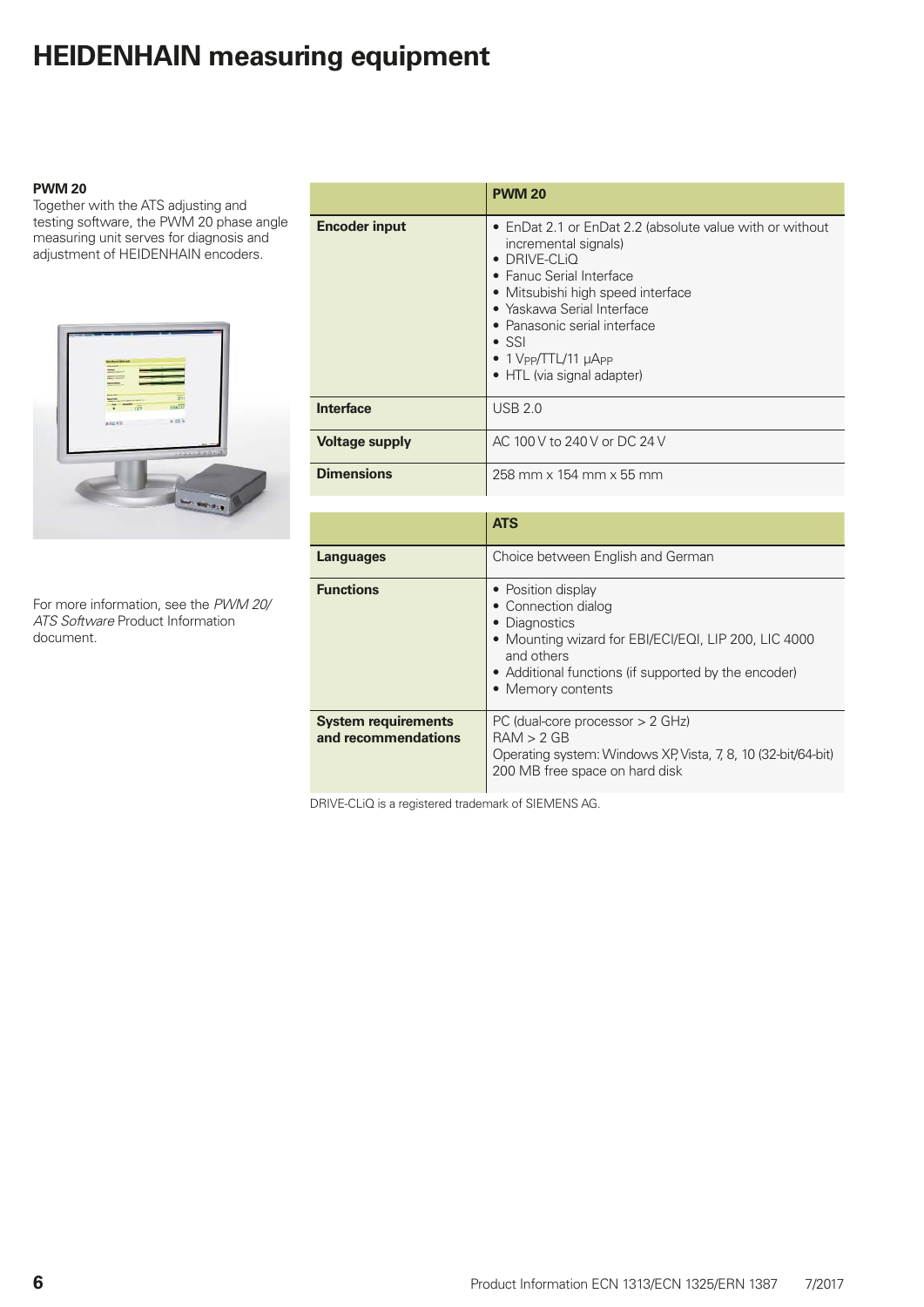# HEIDENHAIN measuring equipment

**PWM 20**
Together with the ATS adjusting and testing software, the PWM 20 phase angle measuring unit serves for diagnosis and adjustment of HEIDENHAIN encoders.

For more information, see the *PWM 20/ ATS Software* Product Information document.

| | **PWM 20** |
|---|---|
| **Encoder input** | • EnDat 2.1 or EnDat 2.2 (absolute value with or without incremental signals)<br>• DRIVE-CLiQ<br>• Fanuc Serial Interface<br>• Mitsubishi high speed interface<br>• Yaskawa Serial Interface<br>• Panasonic serial interface<br>• SSI<br>• 1 $V_{PP}$/TTL/11 $\mu A_{PP}$<br>• HTL (via signal adapter) |
| **Interface** | USB 2.0 |
| **Voltage supply** | AC 100 V to 240 V or DC 24 V |
| **Dimensions** | 258 mm x 154 mm x 55 mm |

| | **ATS** |
|---|---|
| **Languages** | Choice between English and German |
| **Functions** | • Position display<br>• Connection dialog<br>• Diagnostics<br>• Mounting wizard for EBI/ECI/EQI, LIP 200, LIC 4000 and others<br>• Additional functions (if supported by the encoder)<br>• Memory contents |
| **System requirements and recommendations** | PC (dual-core processor > 2 GHz)<br>RAM > 2 GB<br>Operating system: Windows XP, Vista, 7, 8, 10 (32-bit/64-bit)<br>200 MB free space on hard disk |

DRIVE-CLiQ is a registered trademark of SIEMENS AG.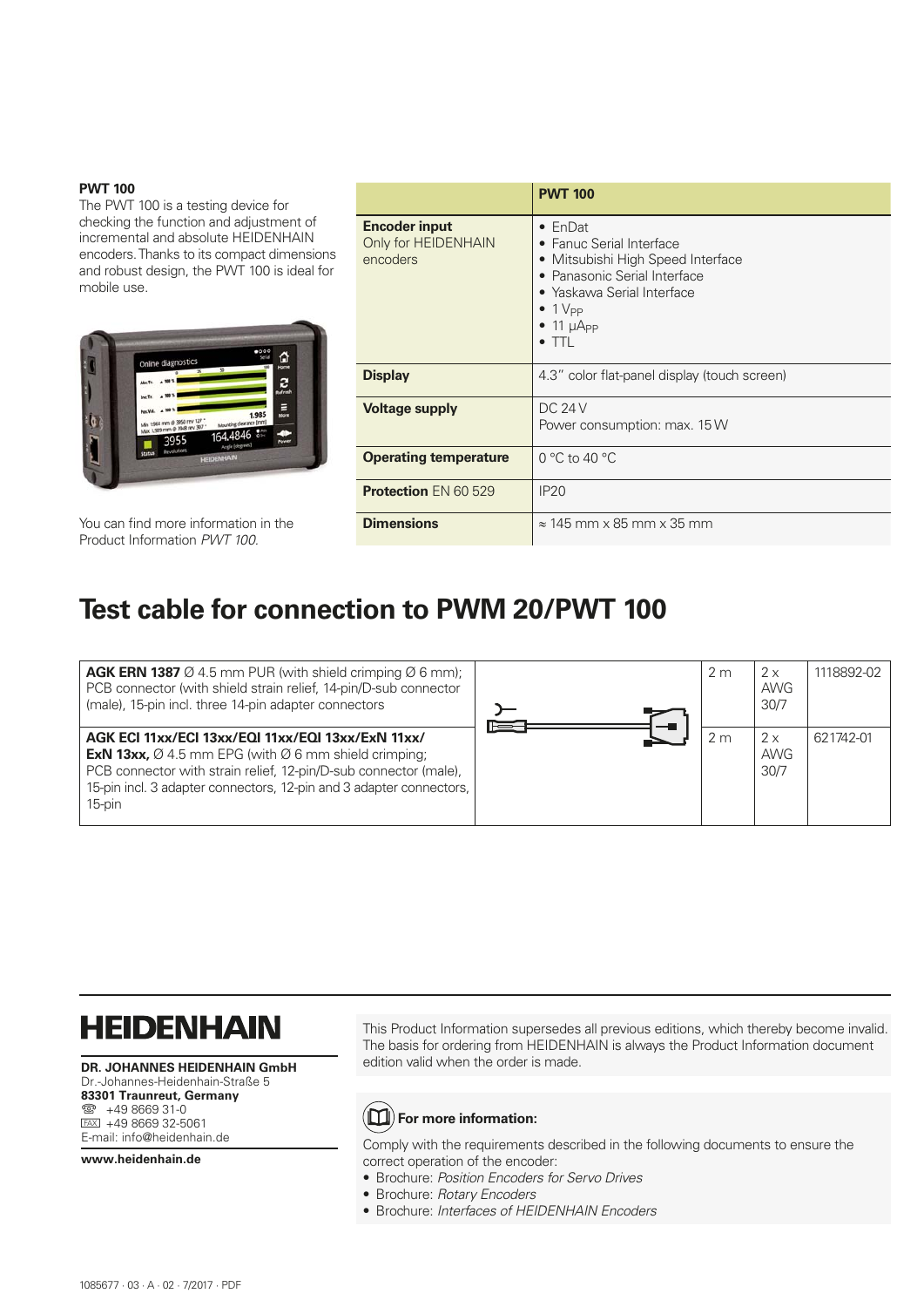**PWT 100**

The PWT 100 is a testing device for checking the function and adjustment of incremental and absolute HEIDENHAIN encoders. Thanks to its compact dimensions and robust design, the PWT 100 is ideal for mobile use.

You can find more information in the Product Information *PWT 100*.

| | **PWT 100** |
|---|---|
| **Encoder input** Only for HEIDENHAIN encoders | • EnDat<br>• Fanuc Serial Interface<br>• Mitsubishi High Speed Interface<br>• Panasonic Serial Interface<br>• Yaskawa Serial Interface<br>• 1 $V_{PP}$<br>• 11 $\mu A_{PP}$<br>• TTL |
| **Display** | 4.3" color flat-panel display (touch screen) |
| **Voltage supply** | DC 24 V<br>Power consumption: max. 15 W |
| **Operating temperature** | 0 °C to 40 °C |
| **Protection** EN 60 529 | IP20 |
| **Dimensions** | ≈ 145 mm x 85 mm x 35 mm |

# Test cable for connection to PWM 20/PWT 100

| | | | | |
|---|---|---|---|---|
| **AGK ERN 1387** Ø 4.5 mm PUR (with shield crimping Ø 6 mm); PCB connector (with shield strain relief, 14-pin/D-sub connector (male), 15-pin incl. three 14-pin adapter connectors | | 2 m | 2 x AWG 30/7 | 1118892-02 |
| **AGK ECI 11xx/ECI 13xx/EQI 11xx/EQI 13xx/ExN 11xx/ ExN 13xx,** Ø 4.5 mm EPG (with Ø 6 mm shield crimping; PCB connector with strain relief, 12-pin/D-sub connector (male), 15-pin incl. 3 adapter connectors, 12-pin and 3 adapter connectors, 15-pin | | 2 m | 2 x AWG 30/7 | 621742-01 |

**HEIDENHAIN**

**DR. JOHANNES HEIDENHAIN GmbH**
Dr.-Johannes-Heidenhain-Straße 5
**83301 Traunreut, Germany**
☎ +49 8669 31-0
FAX +49 8669 32-5061
E-mail: info@heidenhain.de

**www.heidenhain.de**

This Product Information supersedes all previous editions, which thereby become invalid. The basis for ordering from HEIDENHAIN is always the Product Information document edition valid when the order is made.

**For more information:**

Comply with the requirements described in the following documents to ensure the correct operation of the encoder:

- Brochure: *Position Encoders for Servo Drives*
- Brochure: *Rotary Encoders*
- Brochure: *Interfaces of HEIDENHAIN Encoders*

1085677 · 03 · A · 02 · 7/2017 · PDF